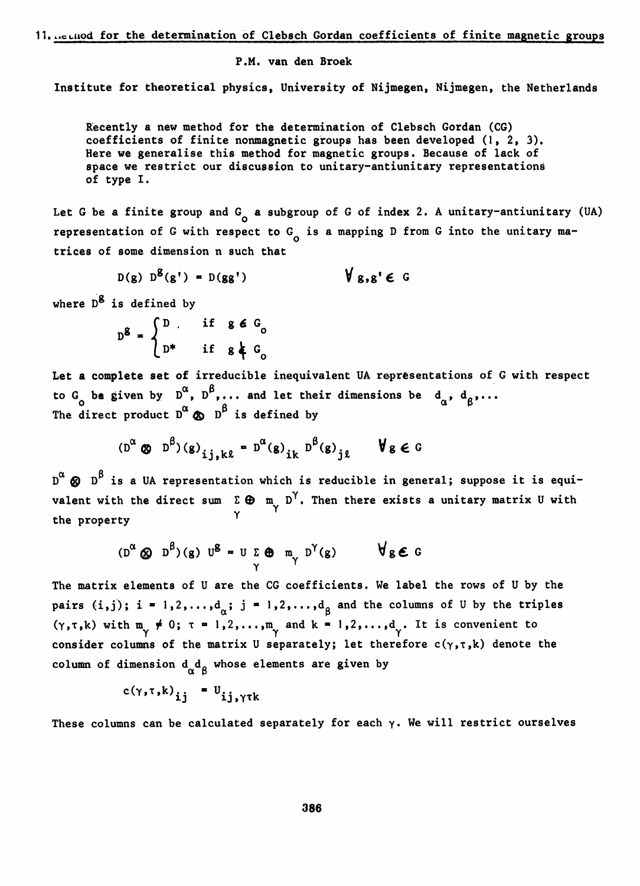# 11. ...thod for the determination of Clebsch Gordan coefficients of finite magnetic groups

P.M. van den Broek

Institute for theoretical physics, University of Nijmegen, Nijmegen, the Netherlands

Recently a new method for the determination of Clebsch Gordan (CG) coefficients of finite nonmagnetic groups has been developed (1, 2, 3). Here we generalise this method for magnetic groups. Because of lack of space we restrict our discussion to unitary-antiunitary representations of type I.

Let G be a finite group and $G_o$ a subgroup of G of index 2. A unitary-antiunitary (UA) representation of G with respect to $G_o$ is a mapping D from G into the unitary matrices of some dimension n such that

$$D(g)\ D^{g}(g') = D(gg') \qquad \forall\, g,g' \in G$$

where $D^g$ is defined by

$$D^{g} = \begin{cases} D & \text{if } g \in G_o \\ D^* & \text{if } g \notin G_o \end{cases}$$

Let a complete set of irreducible inequivalent UA representations of G with respect to $G_o$ be given by $D^{\alpha}$, $D^{\beta}$,... and let their dimensions be $d_{\alpha}$, $d_{\beta}$,...
The direct product $D^{\alpha} \otimes D^{\beta}$ is defined by

$$(D^{\alpha} \otimes D^{\beta})(g)_{ij,k\ell} = D^{\alpha}(g)_{ik}\ D^{\beta}(g)_{j\ell} \qquad \forall g \in G$$

$D^{\alpha} \otimes D^{\beta}$ is a UA representation which is reducible in general; suppose it is equivalent with the direct sum $\sum_{\gamma} \oplus\ m_{\gamma} D^{\gamma}$. Then there exists a unitary matrix U with the property

$$(D^{\alpha} \otimes D^{\beta})(g)\ U^{g} = U \sum_{\gamma} \oplus\ m_{\gamma}\ D^{\gamma}(g) \qquad \forall g \in G$$

The matrix elements of U are the CG coefficients. We label the rows of U by the pairs (i,j); $i = 1,2,\ldots,d_{\alpha}$; $j = 1,2,\ldots,d_{\beta}$ and the columns of U by the triples $(\gamma,\tau,k)$ with $m_{\gamma} \neq 0$; $\tau = 1,2,\ldots,m_{\gamma}$ and $k = 1,2,\ldots,d_{\gamma}$. It is convenient to consider columns of the matrix U separately; let therefore $c(\gamma,\tau,k)$ denote the column of dimension $d_{\alpha}d_{\beta}$ whose elements are given by

$$c(\gamma,\tau,k)_{ij} = U_{ij,\gamma\tau k}$$

These columns can be calculated separately for each $\gamma$. We will restrict ourselves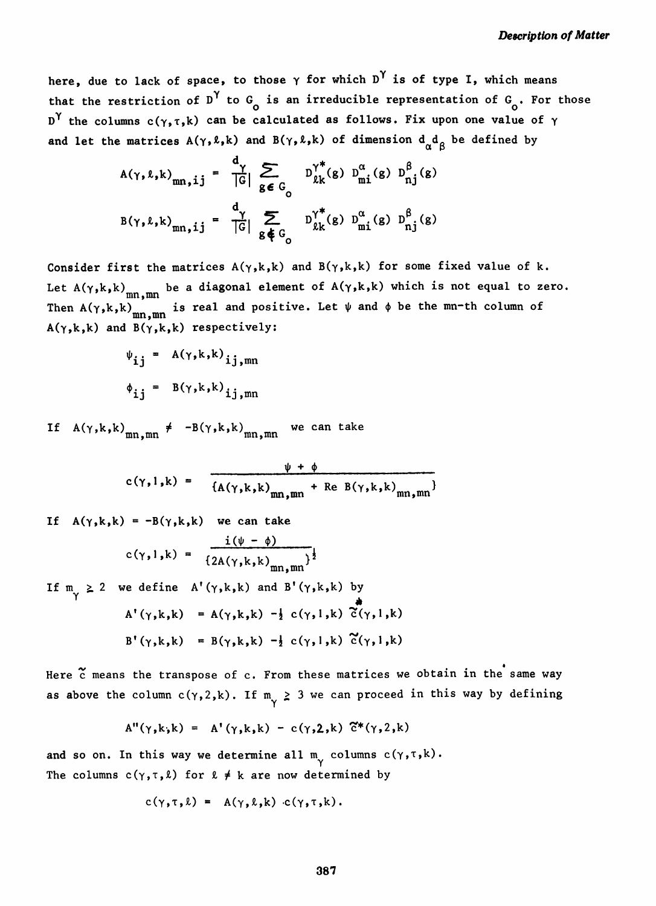here, due to lack of space, to those $\gamma$ for which $D^\gamma$ is of type I, which means that the restriction of $D^\gamma$ to $G_o$ is an irreducible representation of $G_o$. For those $D^\gamma$ the columns $c(\gamma,\tau,k)$ can be calculated as follows. Fix upon one value of $\gamma$ and let the matrices $A(\gamma,\ell,k)$ and $B(\gamma,\ell,k)$ of dimension $d_\alpha d_\beta$ be defined by

$$A(\gamma,\ell,k)_{mn,ij} = \frac{d_\gamma}{|G|} \sum_{g\in G_o} D^{\gamma *}_{\ell k}(g)\; D^{\alpha}_{mi}(g)\; D^{\beta}_{nj}(g)$$

$$B(\gamma,\ell,k)_{mn,ij} = \frac{d_\gamma}{|G|} \sum_{g\notin G_o} D^{\gamma *}_{\ell k}(g)\; D^{\alpha}_{mi}(g)\; D^{\beta}_{nj}(g)$$

Consider first the matrices $A(\gamma,k,k)$ and $B(\gamma,k,k)$ for some fixed value of k. Let $A(\gamma,k,k)_{mn,mn}$ be a diagonal element of $A(\gamma,k,k)$ which is not equal to zero. Then $A(\gamma,k,k)_{mn,mn}$ is real and positive. Let $\psi$ and $\phi$ be the mn-th column of $A(\gamma,k,k)$ and $B(\gamma,k,k)$ respectively:

$$\psi_{ij} = A(\gamma,k,k)_{ij,mn}$$

$$\phi_{ij} = B(\gamma,k,k)_{ij,mn}$$

If $A(\gamma,k,k)_{mn,mn} \neq -B(\gamma,k,k)_{mn,mn}$ we can take

$$c(\gamma,1,k) = \frac{\psi + \phi}{\{A(\gamma,k,k)_{mn,mn} + \mathrm{Re}\; B(\gamma,k,k)_{mn,mn}\}}$$

If $A(\gamma,k,k) = -B(\gamma,k,k)$ we can take

$$c(\gamma,1,k) = \frac{i(\psi - \phi)}{\{2A(\gamma,k,k)_{mn,mn}\}^{\frac{1}{2}}}$$

If $m_\gamma \geq 2$ we define $A'(\gamma,k,k)$ and $B'(\gamma,k,k)$ by

$$A'(\gamma,k,k) = A(\gamma,k,k) - \tfrac{1}{2}\, c(\gamma,1,k)\, \tilde{c}^*(\gamma,1,k)$$

$$B'(\gamma,k,k) = B(\gamma,k,k) - \tfrac{1}{2}\, c(\gamma,1,k)\, \tilde{c}(\gamma,1,k)$$

Here $\tilde{c}$ means the transpose of c. From these matrices we obtain in the same way as above the column $c(\gamma,2,k)$. If $m_\gamma \geq 3$ we can proceed in this way by defining

$$A''(\gamma,k,k) = A'(\gamma,k,k) - c(\gamma,2,k)\, \tilde{c}^*(\gamma,2,k)$$

and so on. In this way we determine all $m_\gamma$ columns $c(\gamma,\tau,k)$.
The columns $c(\gamma,\tau,\ell)$ for $\ell \neq k$ are now determined by

$$c(\gamma,\tau,\ell) = A(\gamma,\ell,k)\cdot c(\gamma,\tau,k).$$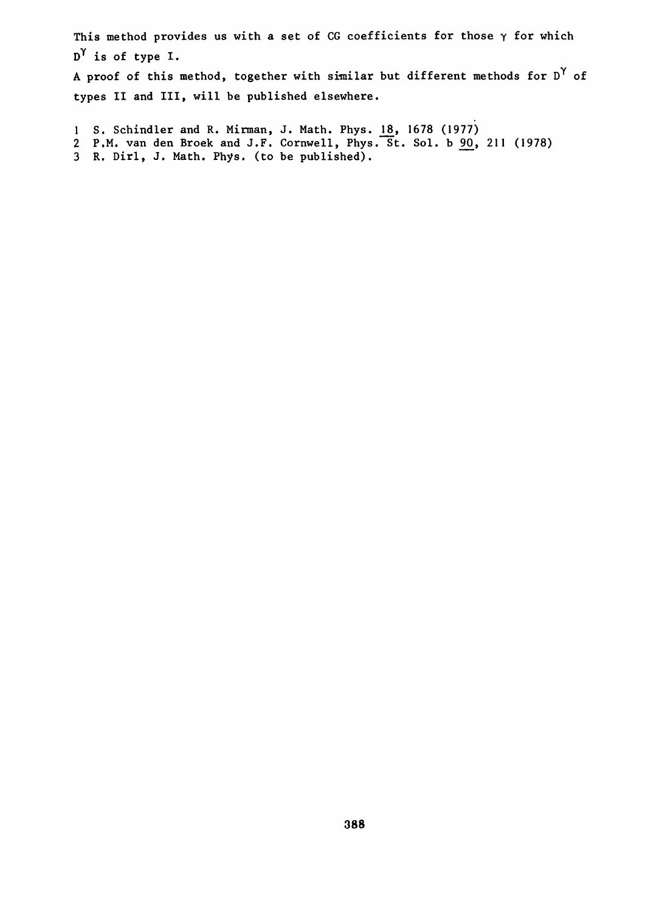This method provides us with a set of CG coefficients for those $\gamma$ for which $D^{\gamma}$ is of type I.

A proof of this method, together with similar but different methods for $D^{\gamma}$ of types II and III, will be published elsewhere.

1. S. Schindler and R. Mirman, J. Math. Phys. 18, 1678 (1977)
2. P.M. van den Broek and J.F. Cornwell, Phys. St. Sol. b 90, 211 (1978)
3. R. Dirl, J. Math. Phys. (to be published).